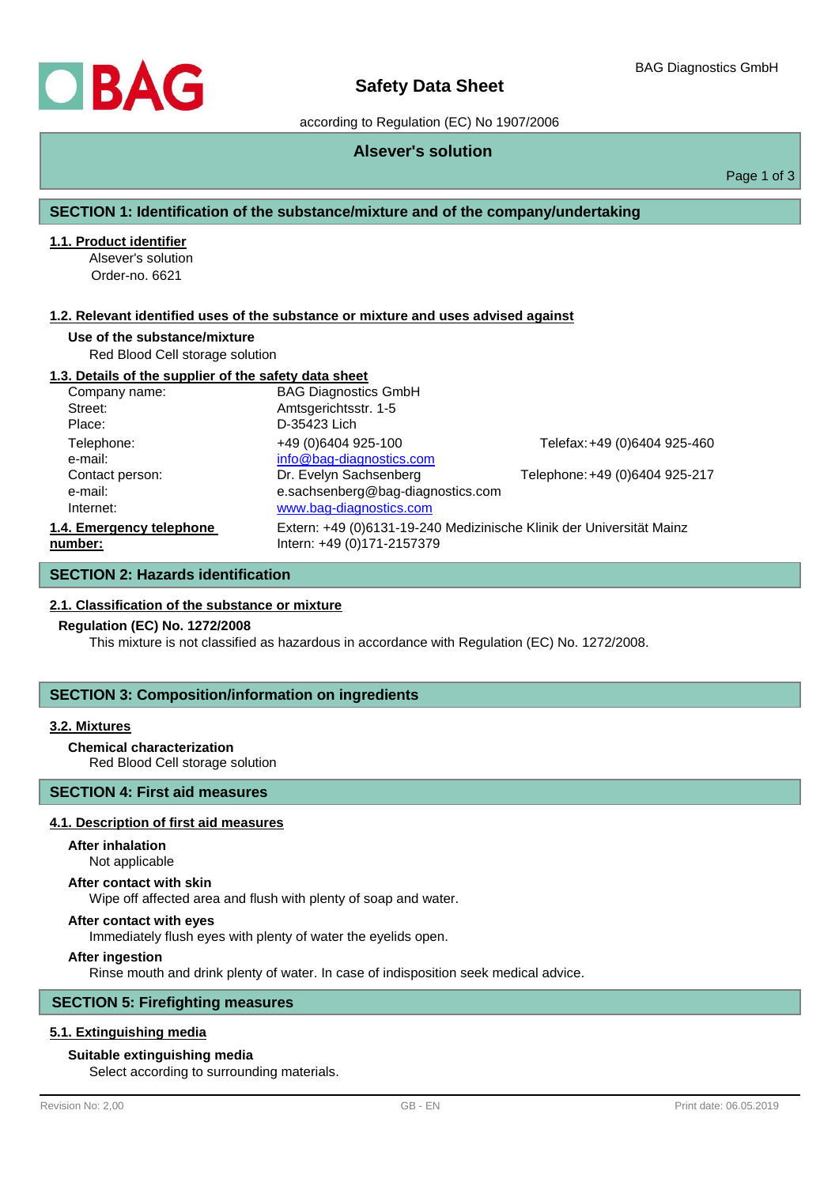# Safety Data Sheet

according to Regulation (EC) No 1907/2006

BAG Diagnostics GmbH

## Alsever's solution

## SECTION 1: Identification of the substance/mixture and of the company/undertaking

### 1.1. Product identifier

Alsever's solution
Order-no. 6621

### 1.2. Relevant identified uses of the substance or mixture and uses advised against

**Use of the substance/mixture**

Red Blood Cell storage solution

### 1.3. Details of the supplier of the safety data sheet

| | | |
|---|---|---|
| Company name: | BAG Diagnostics GmbH | |
| Street: | Amtsgerichtsstr. 1-5 | |
| Place: | D-35423 Lich | |
| Telephone: | +49 (0)6404 925-100 | Telefax: +49 (0)6404 925-460 |
| e-mail: | info@bag-diagnostics.com | |
| Contact person: | Dr. Evelyn Sachsenberg | Telephone: +49 (0)6404 925-217 |
| e-mail: | e.sachsenberg@bag-diagnostics.com | |
| Internet: | www.bag-diagnostics.com | |

### 1.4. Emergency telephone number:

Extern: +49 (0)6131-19-240 Medizinische Klinik der Universität Mainz
Intern: +49 (0)171-2157379

## SECTION 2: Hazards identification

### 2.1. Classification of the substance or mixture

**Regulation (EC) No. 1272/2008**

This mixture is not classified as hazardous in accordance with Regulation (EC) No. 1272/2008.

## SECTION 3: Composition/information on ingredients

### 3.2. Mixtures

**Chemical characterization**

Red Blood Cell storage solution

## SECTION 4: First aid measures

### 4.1. Description of first aid measures

**After inhalation**

Not applicable

**After contact with skin**

Wipe off affected area and flush with plenty of soap and water.

**After contact with eyes**

Immediately flush eyes with plenty of water the eyelids open.

**After ingestion**

Rinse mouth and drink plenty of water. In case of indisposition seek medical advice.

## SECTION 5: Firefighting measures

### 5.1. Extinguishing media

**Suitable extinguishing media**

Select according to surrounding materials.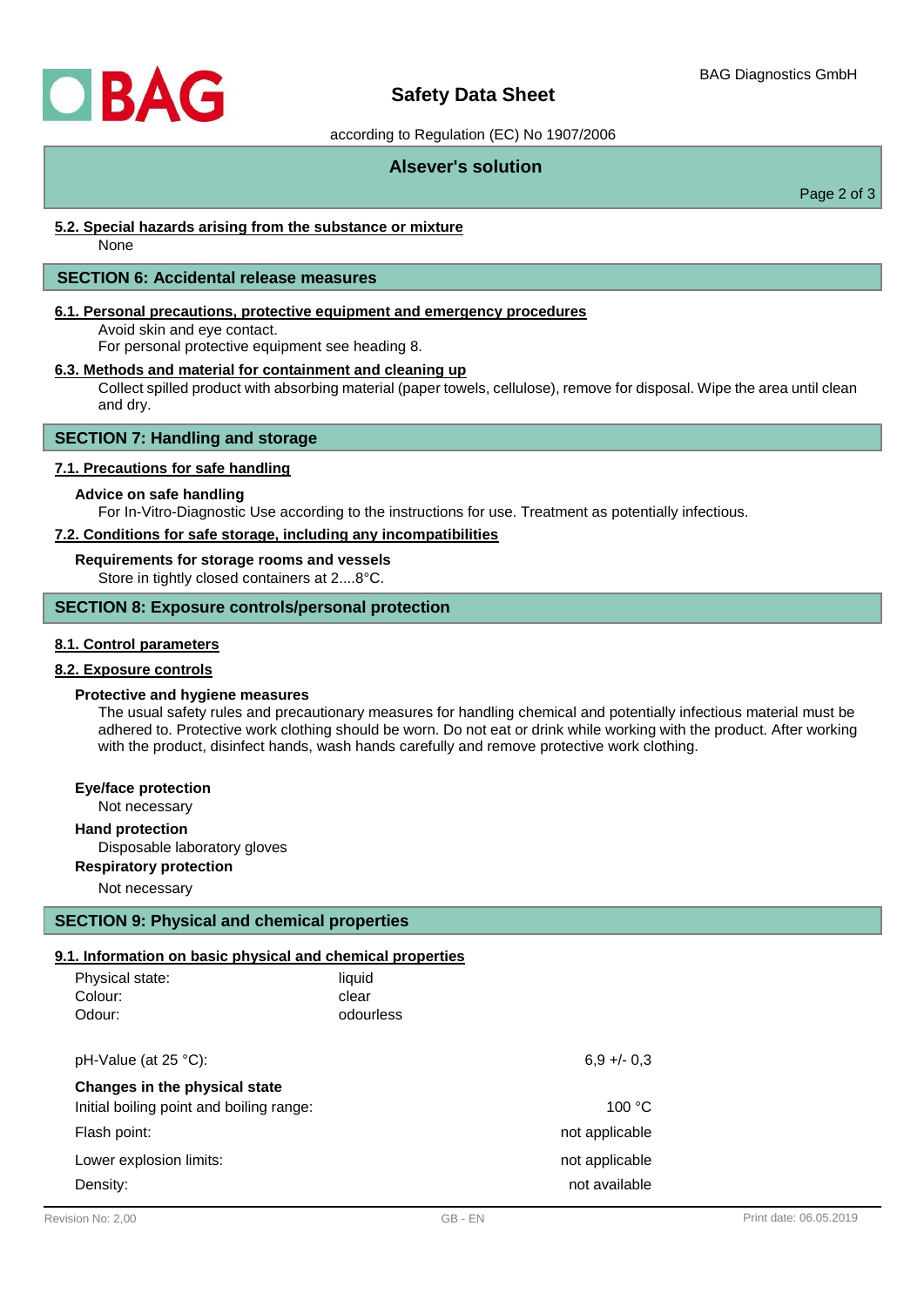### 5.2. Special hazards arising from the substance or mixture

None

## SECTION 6: Accidental release measures

### 6.1. Personal precautions, protective equipment and emergency procedures

Avoid skin and eye contact.
For personal protective equipment see heading 8.

### 6.3. Methods and material for containment and cleaning up

Collect spilled product with absorbing material (paper towels, cellulose), remove for disposal. Wipe the area until clean and dry.

## SECTION 7: Handling and storage

### 7.1. Precautions for safe handling

**Advice on safe handling**

For In-Vitro-Diagnostic Use according to the instructions for use. Treatment as potentially infectious.

### 7.2. Conditions for safe storage, including any incompatibilities

**Requirements for storage rooms and vessels**

Store in tightly closed containers at 2....8°C.

## SECTION 8: Exposure controls/personal protection

### 8.1. Control parameters

### 8.2. Exposure controls

**Protective and hygiene measures**

The usual safety rules and precautionary measures for handling chemical and potentially infectious material must be adhered to. Protective work clothing should be worn. Do not eat or drink while working with the product. After working with the product, disinfect hands, wash hands carefully and remove protective work clothing.

**Eye/face protection**

Not necessary

**Hand protection**

Disposable laboratory gloves

**Respiratory protection**

Not necessary

## SECTION 9: Physical and chemical properties

### 9.1. Information on basic physical and chemical properties

| | |
|---|---|
| Physical state: | liquid |
| Colour: | clear |
| Odour: | odourless |

| | |
|---|---|
| pH-Value (at 25 °C): | 6,9 +/- 0,3 |
| **Changes in the physical state** | |
| Initial boiling point and boiling range: | 100 °C |
| Flash point: | not applicable |
| Lower explosion limits: | not applicable |
| Density: | not available |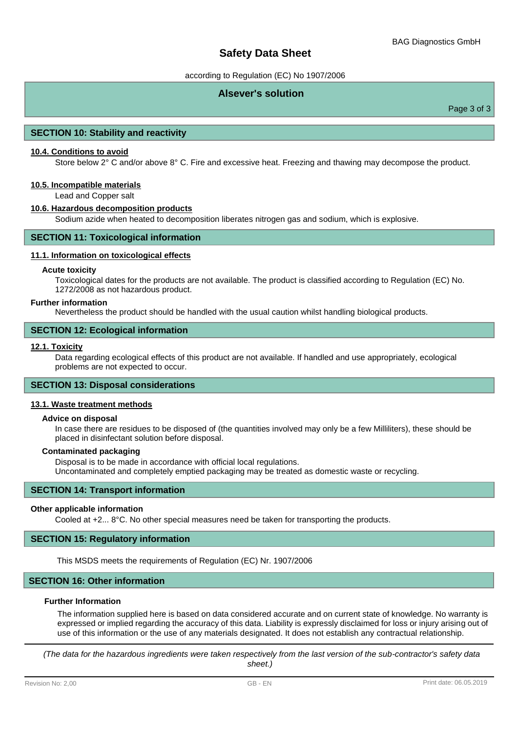## SECTION 10: Stability and reactivity

### 10.4. Conditions to avoid

Store below 2° C and/or above 8° C. Fire and excessive heat. Freezing and thawing may decompose the product.

### 10.5. Incompatible materials

Lead and Copper salt

### 10.6. Hazardous decomposition products

Sodium azide when heated to decomposition liberates nitrogen gas and sodium, which is explosive.

## SECTION 11: Toxicological information

### 11.1. Information on toxicological effects

**Acute toxicity**

Toxicological dates for the products are not available. The product is classified according to Regulation (EC) No. 1272/2008 as not hazardous product.

**Further information**

Nevertheless the product should be handled with the usual caution whilst handling biological products.

## SECTION 12: Ecological information

### 12.1. Toxicity

Data regarding ecological effects of this product are not available. If handled and use appropriately, ecological problems are not expected to occur.

## SECTION 13: Disposal considerations

### 13.1. Waste treatment methods

**Advice on disposal**

In case there are residues to be disposed of (the quantities involved may only be a few Milliliters), these should be placed in disinfectant solution before disposal.

**Contaminated packaging**

Disposal is to be made in accordance with official local regulations.
Uncontaminated and completely emptied packaging may be treated as domestic waste or recycling.

## SECTION 14: Transport information

**Other applicable information**

Cooled at +2... 8°C. No other special measures need be taken for transporting the products.

## SECTION 15: Regulatory information

This MSDS meets the requirements of Regulation (EC) Nr. 1907/2006

## SECTION 16: Other information

**Further Information**

The information supplied here is based on data considered accurate and on current state of knowledge. No warranty is expressed or implied regarding the accuracy of this data. Liability is expressly disclaimed for loss or injury arising out of use of this information or the use of any materials designated. It does not establish any contractual relationship.

---

*(The data for the hazardous ingredients were taken respectively from the last version of the sub-contractor's safety data sheet.)*